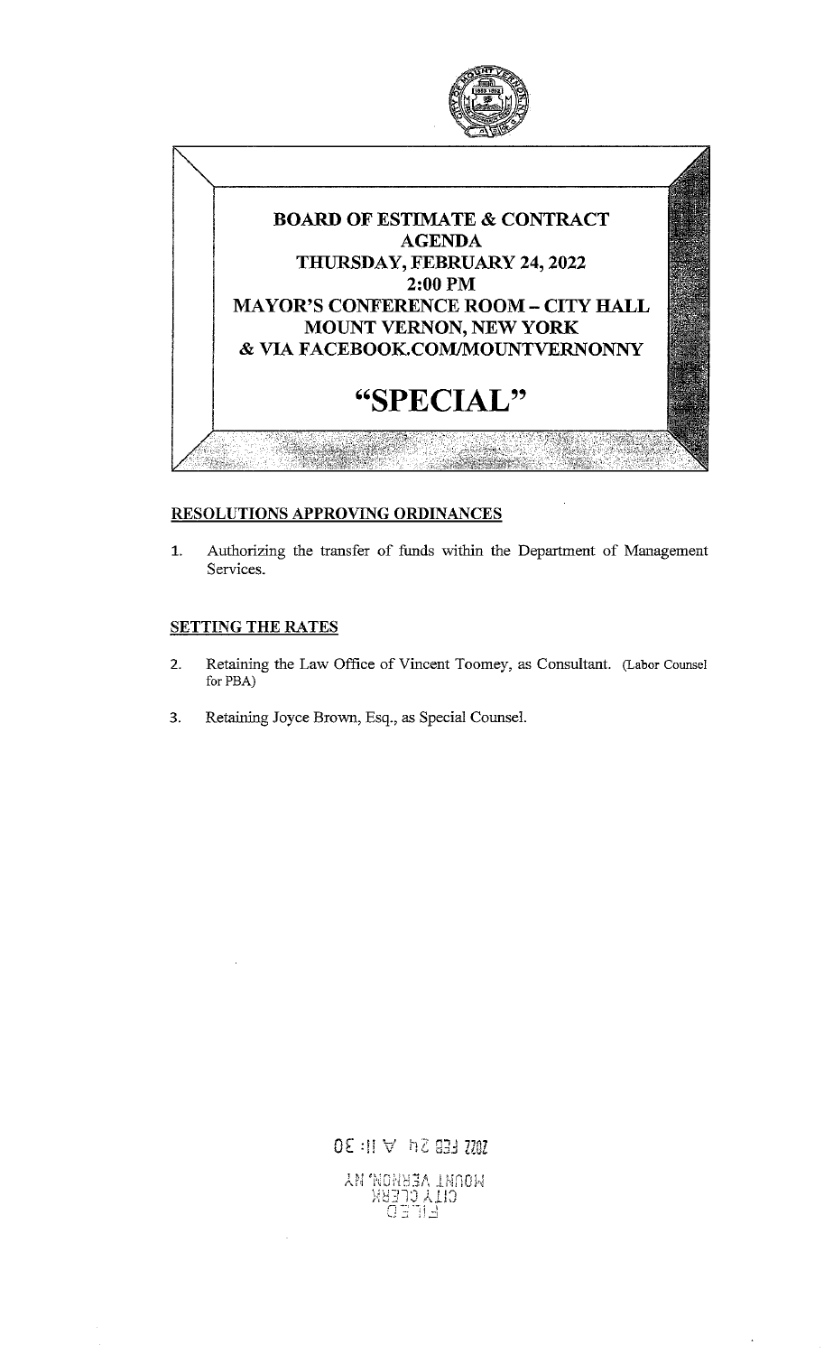# BOARD OF ESTIMATE & CONTRACT AGENDA

## THURSDAY, FEBRUARY 24, 2022

## 2:00 PM

## MAYOR'S CONFERENCE ROOM – CITY HALL

## MOUNT VERNON, NEW YORK

## & VIA FACEBOOK.COM/MOUNTVERNONNY

# "SPECIAL"

**RESOLUTIONS APPROVING ORDINANCES**

1. Authorizing the transfer of funds within the Department of Management Services.

**SETTING THE RATES**

2. Retaining the Law Office of Vincent Toomey, as Consultant. (Labor Counsel for PBA)

3. Retaining Joyce Brown, Esq., as Special Counsel.

2022 FEB 24 A 11:30

MOUNT VERNON, NY
CITY CLERK
FILED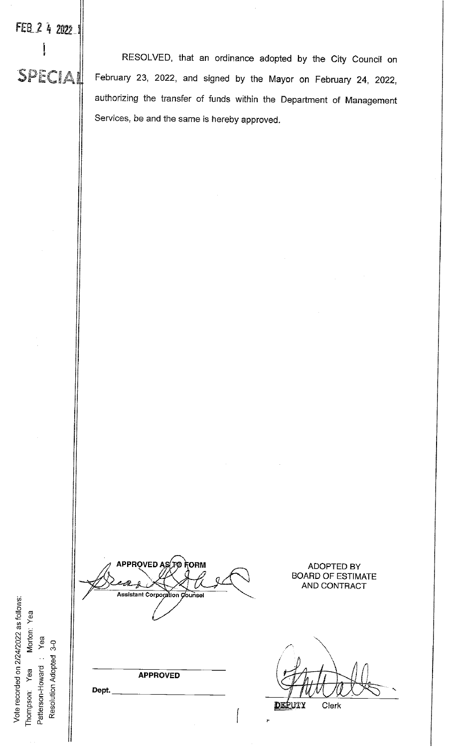FEB 2 4 2022

SPECIAL

RESOLVED, that an ordinance adopted by the City Council on February 23, 2022, and signed by the Mayor on February 24, 2022, authorizing the transfer of funds within the Department of Management Services, be and the same is hereby approved.

**APPROVED AS TO FORM**

Assistant Corporation Counsel

ADOPTED BY
BOARD OF ESTIMATE
AND CONTRACT

**APPROVED**

**Dept.** ______________________

DEPUTY Clerk

Vote recorded on 2/24/2022 as follows:
Thompson: Yea Morton: Yea
Patterson-Howard : Yea
Resolution Adopted 3-0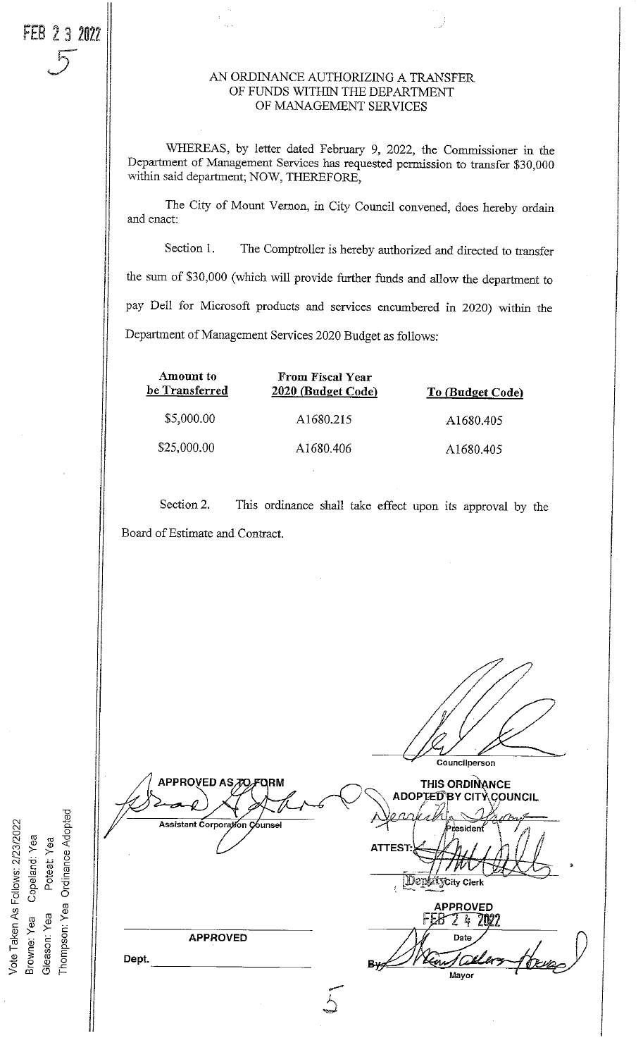FEB 23 2022

5

# AN ORDINANCE AUTHORIZING A TRANSFER OF FUNDS WITHIN THE DEPARTMENT OF MANAGEMENT SERVICES

WHEREAS, by letter dated February 9, 2022, the Commissioner in the Department of Management Services has requested permission to transfer $30,000 within said department; NOW, THEREFORE,

The City of Mount Vernon, in City Council convened, does hereby ordain and enact:

Section 1. The Comptroller is hereby authorized and directed to transfer the sum of $30,000 (which will provide further funds and allow the department to pay Dell for Microsoft products and services encumbered in 2020) within the Department of Management Services 2020 Budget as follows:

| Amount to be Transferred | From Fiscal Year 2020 (Budget Code) | To (Budget Code) |
|---|---|---|
| $5,000.00 | A1680.215 | A1680.405 |
| $25,000.00 | A1680.406 | A1680.405 |

Section 2. This ordinance shall take effect upon its approval by the Board of Estimate and Contract.

Councilperson

APPROVED AS TO FORM

Assistant Corporation Counsel

THIS ORDINANCE ADOPTED BY CITY COUNCIL

President

ATTEST:

Deputy City Clerk

APPROVED

Dept.

APPROVED FEB 24 2022

Date

By Mayor

Vote Taken As Follows: 2/23/2022
Browne: Yea Copeland: Yea
Gleason: Yea Poteat: Yea
Thompson: Yea Ordinance Adopted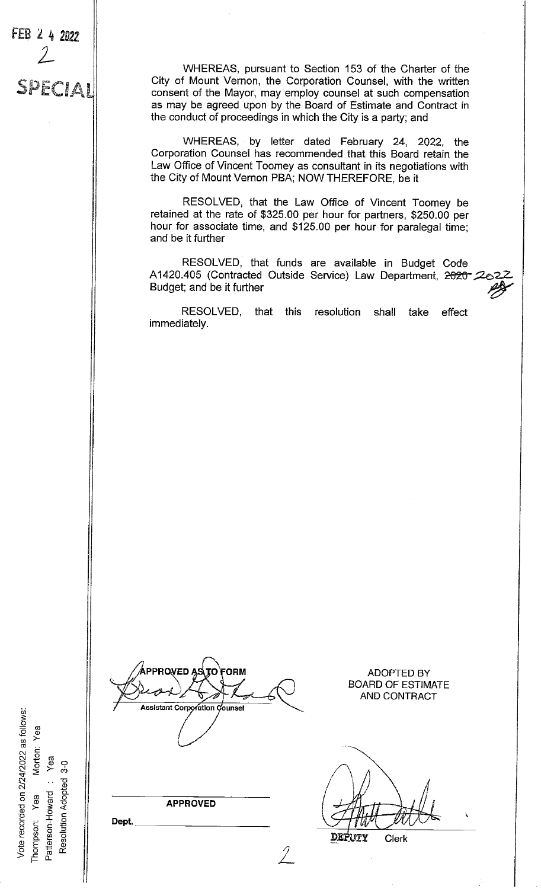FEB 24 2022

2

SPECIAL

WHEREAS, pursuant to Section 153 of the Charter of the City of Mount Vernon, the Corporation Counsel, with the written consent of the Mayor, may employ counsel at such compensation as may be agreed upon by the Board of Estimate and Contract in the conduct of proceedings in which the City is a party; and

WHEREAS, by letter dated February 24, 2022, the Corporation Counsel has recommended that this Board retain the Law Office of Vincent Toomey as consultant in its negotiations with the City of Mount Vernon PBA; NOW THEREFORE, be it

RESOLVED, that the Law Office of Vincent Toomey be retained at the rate of $325.00 per hour for partners, $250.00 per hour for associate time, and $125.00 per hour for paralegal time; and be it further

RESOLVED, that funds are available in Budget Code A1420.405 (Contracted Outside Service) Law Department, ~~2020~~ 2022 Budget; and be it further

RESOLVED, that this resolution shall take effect immediately.

APPROVED AS TO FORM

Assistant Corporation Counsel

ADOPTED BY
BOARD OF ESTIMATE
AND CONTRACT

APPROVED

Dept. ______________________

DEPUTY Clerk

Vote recorded on 2/24/2022 as follows:
Thompson: Yea Morton: Yea
Patterson-Howard : Yea
Resolution Adopted 3-0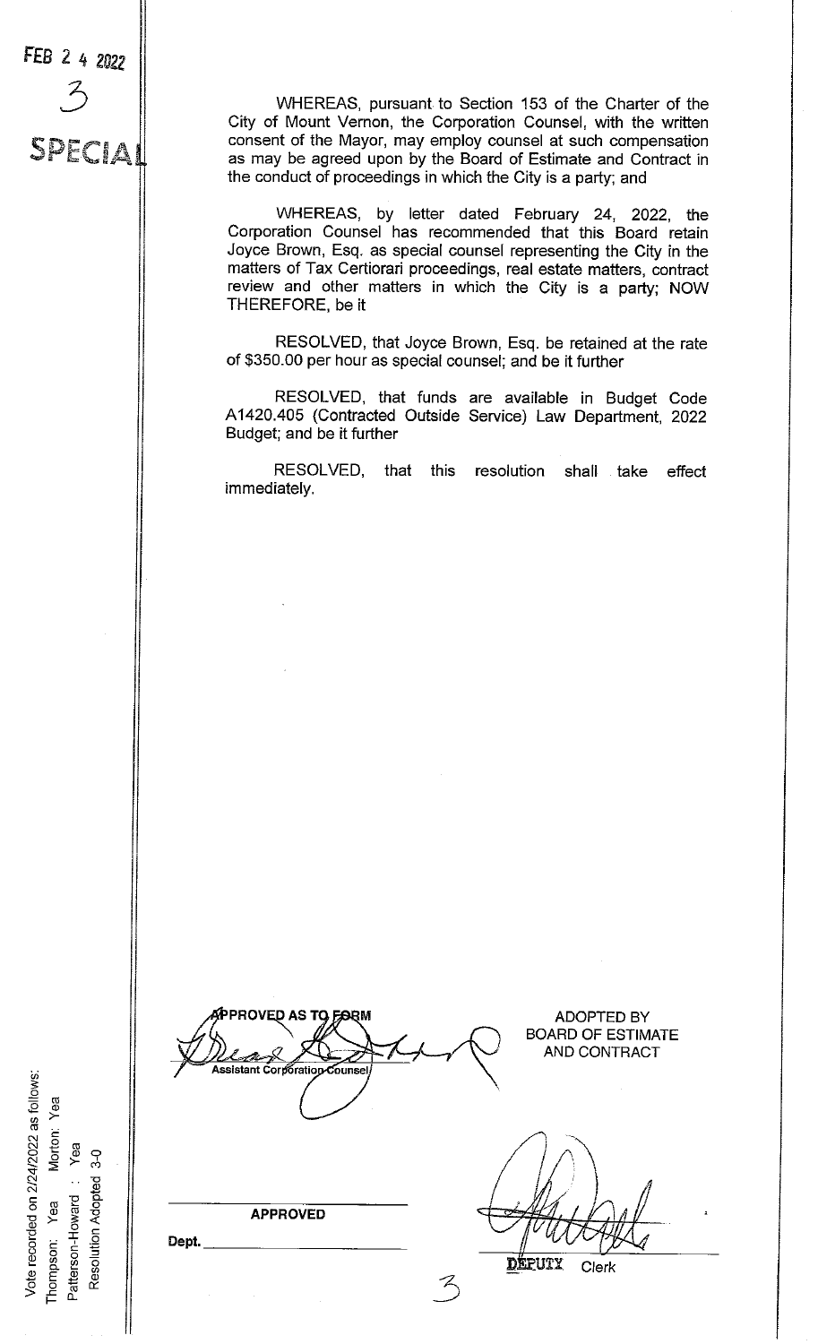FEB 2 4 2022

3

SPECIAL

WHEREAS, pursuant to Section 153 of the Charter of the City of Mount Vernon, the Corporation Counsel, with the written consent of the Mayor, may employ counsel at such compensation as may be agreed upon by the Board of Estimate and Contract in the conduct of proceedings in which the City is a party; and

WHEREAS, by letter dated February 24, 2022, the Corporation Counsel has recommended that this Board retain Joyce Brown, Esq. as special counsel representing the City in the matters of Tax Certiorari proceedings, real estate matters, contract review and other matters in which the City is a party; NOW THEREFORE, be it

RESOLVED, that Joyce Brown, Esq. be retained at the rate of $350.00 per hour as special counsel; and be it further

RESOLVED, that funds are available in Budget Code A1420.405 (Contracted Outside Service) Law Department, 2022 Budget; and be it further

RESOLVED, that this resolution shall take effect immediately.

APPROVED AS TO FORM

Assistant Corporation Counsel

ADOPTED BY
BOARD OF ESTIMATE
AND CONTRACT

APPROVED

Dept. ____________________

DEPUTY Clerk

Vote recorded on 2/24/2022 as follows:
Thompson: Yea Morton: Yea
Patterson-Howard : Yea
Resolution Adopted 3-0